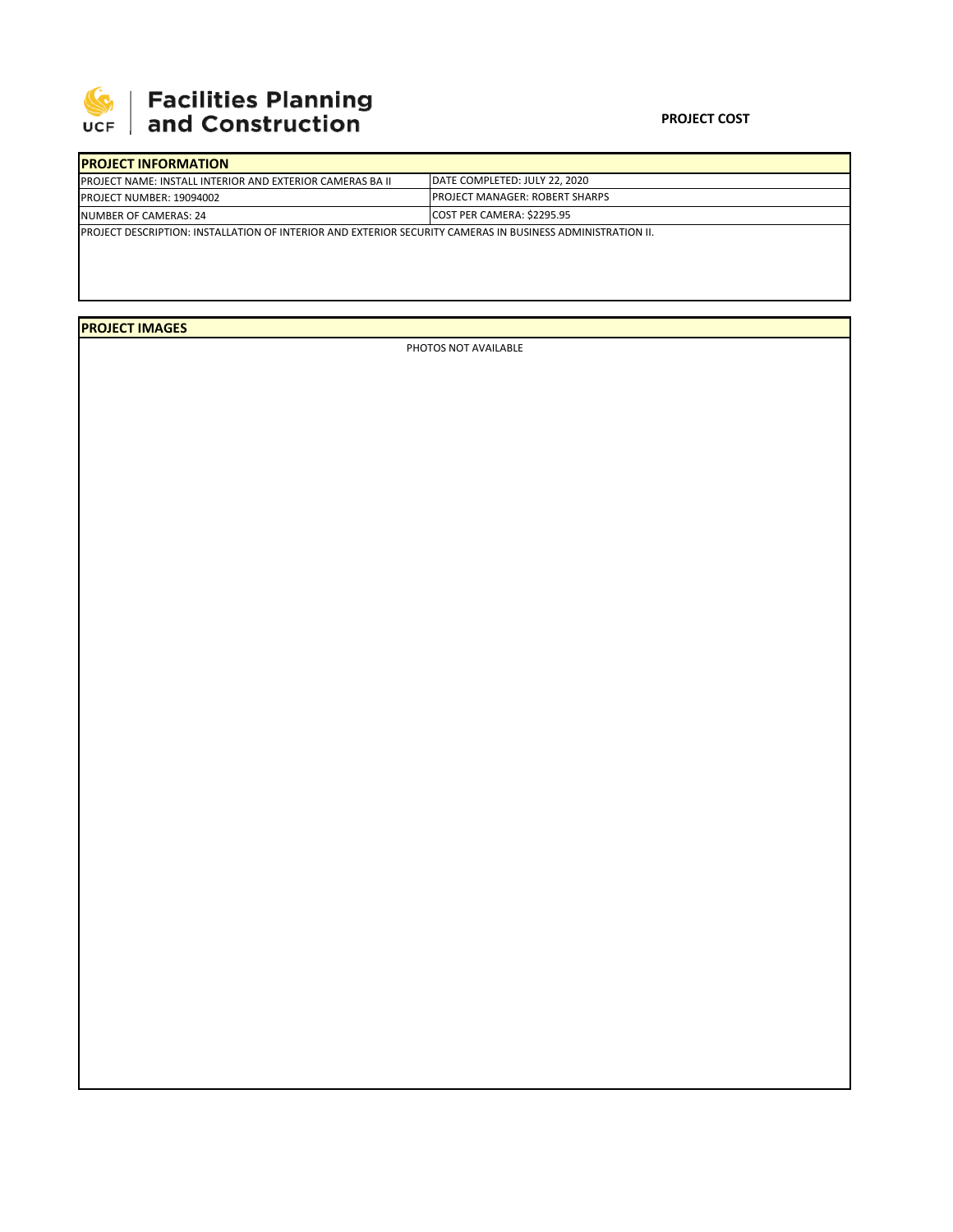**Facilities Planning and Construction**

**PROJECT COST**

| **PROJECT INFORMATION** | |
|---|---|
| PROJECT NAME: INSTALL INTERIOR AND EXTERIOR CAMERAS BA II | DATE COMPLETED: JULY 22, 2020 |
| PROJECT NUMBER: 19094002 | PROJECT MANAGER: ROBERT SHARPS |
| NUMBER OF CAMERAS: 24 | COST PER CAMERA: $2295.95 |
| PROJECT DESCRIPTION: INSTALLATION OF INTERIOR AND EXTERIOR SECURITY CAMERAS IN BUSINESS ADMINISTRATION II. | |

**PROJECT IMAGES**

PHOTOS NOT AVAILABLE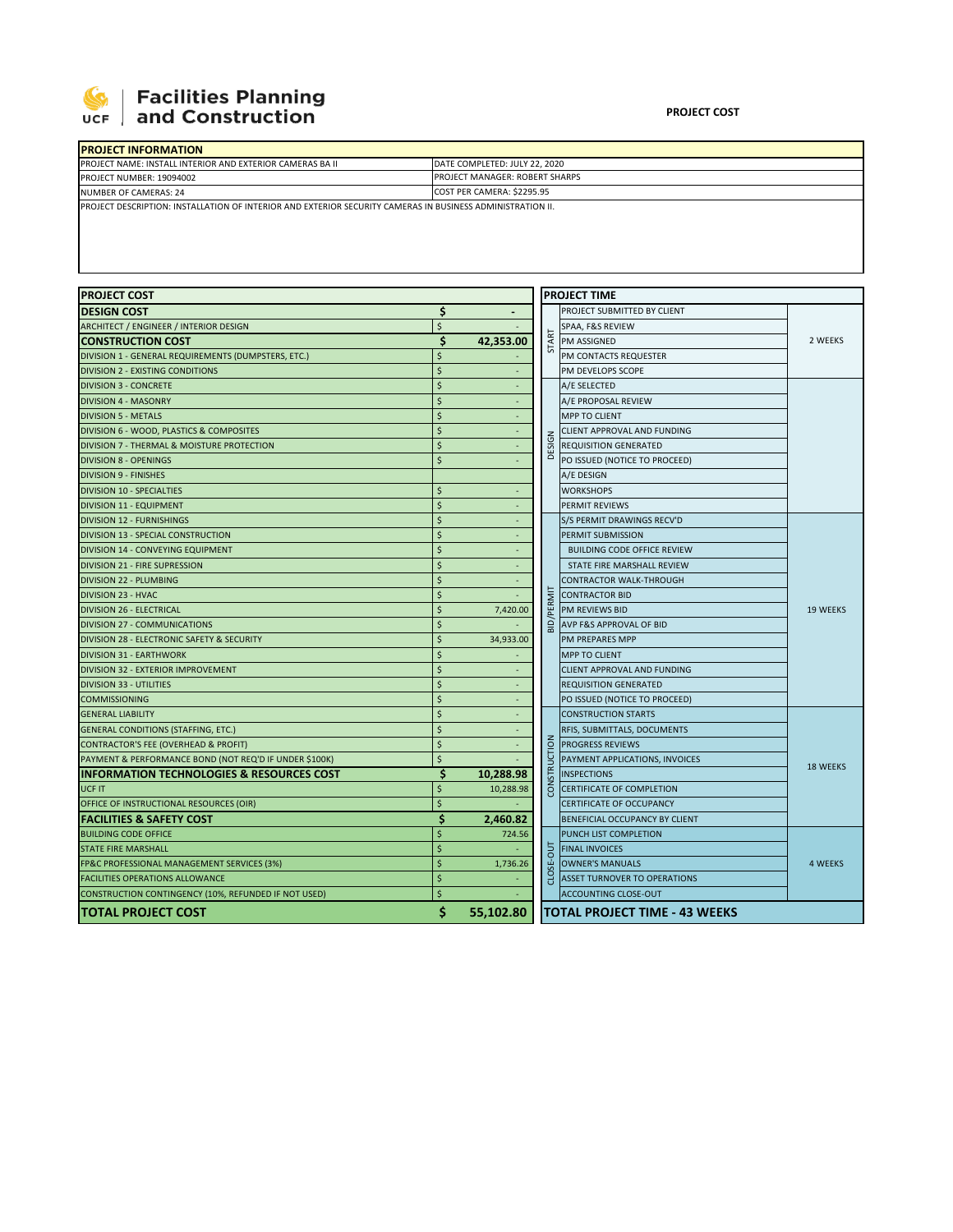**Facilities Planning and Construction**

**PROJECT COST**

| PROJECT INFORMATION | |
|---|---|
| PROJECT NAME: INSTALL INTERIOR AND EXTERIOR CAMERAS BA II | DATE COMPLETED: JULY 22, 2020 |
| PROJECT NUMBER: 19094002 | PROJECT MANAGER: ROBERT SHARPS |
| NUMBER OF CAMERAS: 24 | COST PER CAMERA: $2295.95 |
| PROJECT DESCRIPTION: INSTALLATION OF INTERIOR AND EXTERIOR SECURITY CAMERAS IN BUSINESS ADMINISTRATION II. | |

| PROJECT COST | | |
|---|---|---|
| **DESIGN COST** | **$** | **-** |
| ARCHITECT / ENGINEER / INTERIOR DESIGN | $ | - |
| **CONSTRUCTION COST** | **$** | **42,353.00** |
| DIVISION 1 - GENERAL REQUIREMENTS (DUMPSTERS, ETC.) | $ | - |
| DIVISION 2 - EXISTING CONDITIONS | $ | - |
| DIVISION 3 - CONCRETE | $ | - |
| DIVISION 4 - MASONRY | $ | - |
| DIVISION 5 - METALS | $ | - |
| DIVISION 6 - WOOD, PLASTICS & COMPOSITES | $ | - |
| DIVISION 7 - THERMAL & MOISTURE PROTECTION | $ | - |
| DIVISION 8 - OPENINGS | $ | - |
| DIVISION 9 - FINISHES | | |
| DIVISION 10 - SPECIALTIES | $ | - |
| DIVISION 11 - EQUIPMENT | $ | - |
| DIVISION 12 - FURNISHINGS | $ | - |
| DIVISION 13 - SPECIAL CONSTRUCTION | $ | - |
| DIVISION 14 - CONVEYING EQUIPMENT | $ | - |
| DIVISION 21 - FIRE SUPRESSION | $ | - |
| DIVISION 22 - PLUMBING | $ | - |
| DIVISION 23 - HVAC | $ | - |
| DIVISION 26 - ELECTRICAL | $ | 7,420.00 |
| DIVISION 27 - COMMUNICATIONS | $ | - |
| DIVISION 28 - ELECTRONIC SAFETY & SECURITY | $ | 34,933.00 |
| DIVISION 31 - EARTHWORK | $ | - |
| DIVISION 32 - EXTERIOR IMPROVEMENT | $ | - |
| DIVISION 33 - UTILITIES | $ | - |
| COMMISSIONING | $ | - |
| GENERAL LIABILITY | $ | - |
| GENERAL CONDITIONS (STAFFING, ETC.) | $ | - |
| CONTRACTOR'S FEE (OVERHEAD & PROFIT) | $ | - |
| PAYMENT & PERFORMANCE BOND (NOT REQ'D IF UNDER $100K) | $ | - |
| **INFORMATION TECHNOLOGIES & RESOURCES COST** | **$** | **10,288.98** |
| UCF IT | $ | 10,288.98 |
| OFFICE OF INSTRUCTIONAL RESOURCES (OIR) | $ | - |
| **FACILITIES & SAFETY COST** | **$** | **2,460.82** |
| BUILDING CODE OFFICE | $ | 724.56 |
| STATE FIRE MARSHALL | $ | - |
| FP&C PROFESSIONAL MANAGEMENT SERVICES (3%) | $ | 1,736.26 |
| FACILITIES OPERATIONS ALLOWANCE | $ | - |
| CONSTRUCTION CONTINGENCY (10%, REFUNDED IF NOT USED) | $ | - |
| **TOTAL PROJECT COST** | **$** | **55,102.80** |

| PROJECT TIME | | |
|---|---|---|
| START | PROJECT SUBMITTED BY CLIENT | 2 WEEKS |
| | SPAA, F&S REVIEW | |
| | PM ASSIGNED | |
| | PM CONTACTS REQUESTER | |
| | PM DEVELOPS SCOPE | |
| DESIGN | A/E SELECTED | |
| | A/E PROPOSAL REVIEW | |
| | MPP TO CLIENT | |
| | CLIENT APPROVAL AND FUNDING | |
| | REQUISITION GENERATED | |
| | PO ISSUED (NOTICE TO PROCEED) | |
| | A/E DESIGN | |
| | WORKSHOPS | |
| | PERMIT REVIEWS | |
| BID/PERMIT | S/S PERMIT DRAWINGS RECV'D | 19 WEEKS |
| | PERMIT SUBMISSION | |
| | BUILDING CODE OFFICE REVIEW | |
| | STATE FIRE MARSHALL REVIEW | |
| | CONTRACTOR WALK-THROUGH | |
| | CONTRACTOR BID | |
| | PM REVIEWS BID | |
| | AVP F&S APPROVAL OF BID | |
| | PM PREPARES MPP | |
| | MPP TO CLIENT | |
| | CLIENT APPROVAL AND FUNDING | |
| | REQUISITION GENERATED | |
| | PO ISSUED (NOTICE TO PROCEED) | |
| CONSTRUCTION | CONSTRUCTION STARTS | 18 WEEKS |
| | RFIS, SUBMITTALS, DOCUMENTS | |
| | PROGRESS REVIEWS | |
| | PAYMENT APPLICATIONS, INVOICES | |
| | INSPECTIONS | |
| | CERTIFICATE OF COMPLETION | |
| | CERTIFICATE OF OCCUPANCY | |
| | BENEFICIAL OCCUPANCY BY CLIENT | |
| CLOSE-OUT | PUNCH LIST COMPLETION | 4 WEEKS |
| | FINAL INVOICES | |
| | OWNER'S MANUALS | |
| | ASSET TURNOVER TO OPERATIONS | |
| | ACCOUNTING CLOSE-OUT | |
| **TOTAL PROJECT TIME - 43 WEEKS** | | |